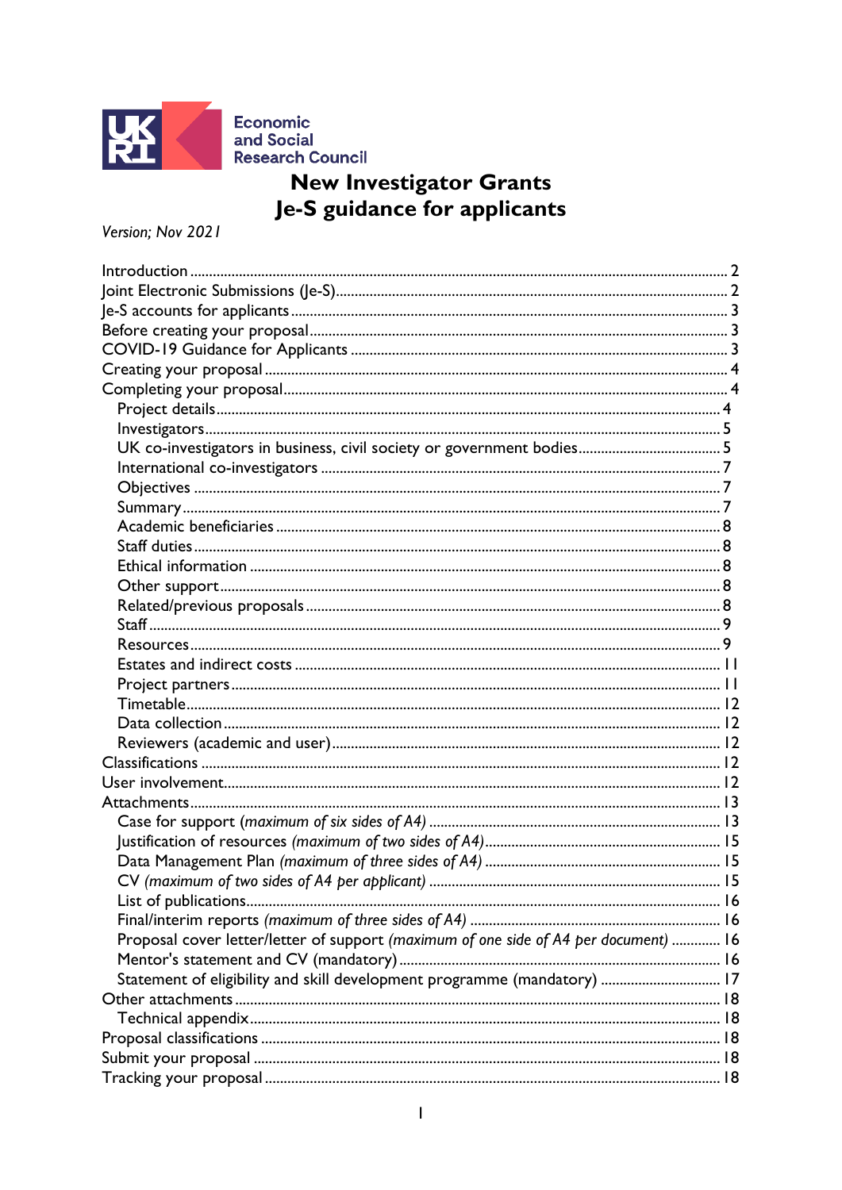Economic and Social Research Council

# New Investigator Grants
# Je-S guidance for applicants

*Version; Nov 2021*

- Introduction ... 2
- Joint Electronic Submissions (Je-S) ... 2
- Je-S accounts for applicants ... 3
- Before creating your proposal ... 3
- COVID-19 Guidance for Applicants ... 3
- Creating your proposal ... 4
- Completing your proposal ... 4
  - Project details ... 4
  - Investigators ... 5
  - UK co-investigators in business, civil society or government bodies ... 5
  - International co-investigators ... 7
  - Objectives ... 7
  - Summary ... 7
  - Academic beneficiaries ... 8
  - Staff duties ... 8
  - Ethical information ... 8
  - Other support ... 8
  - Related/previous proposals ... 8
  - Staff ... 9
  - Resources ... 9
  - Estates and indirect costs ... 11
  - Project partners ... 11
  - Timetable ... 12
  - Data collection ... 12
  - Reviewers (academic and user) ... 12
- Classifications ... 12
- User involvement ... 12
- Attachments ... 13
  - Case for support *(maximum of six sides of A4)* ... 13
  - Justification of resources *(maximum of two sides of A4)* ... 15
  - Data Management Plan *(maximum of three sides of A4)* ... 15
  - CV *(maximum of two sides of A4 per applicant)* ... 15
  - List of publications ... 16
  - Final/interim reports *(maximum of three sides of A4)* ... 16
  - Proposal cover letter/letter of support *(maximum of one side of A4 per document)* ... 16
  - Mentor's statement and CV (mandatory) ... 16
  - Statement of eligibility and skill development programme (mandatory) ... 17
- Other attachments ... 18
  - Technical appendix ... 18
- Proposal classifications ... 18
- Submit your proposal ... 18
- Tracking your proposal ... 18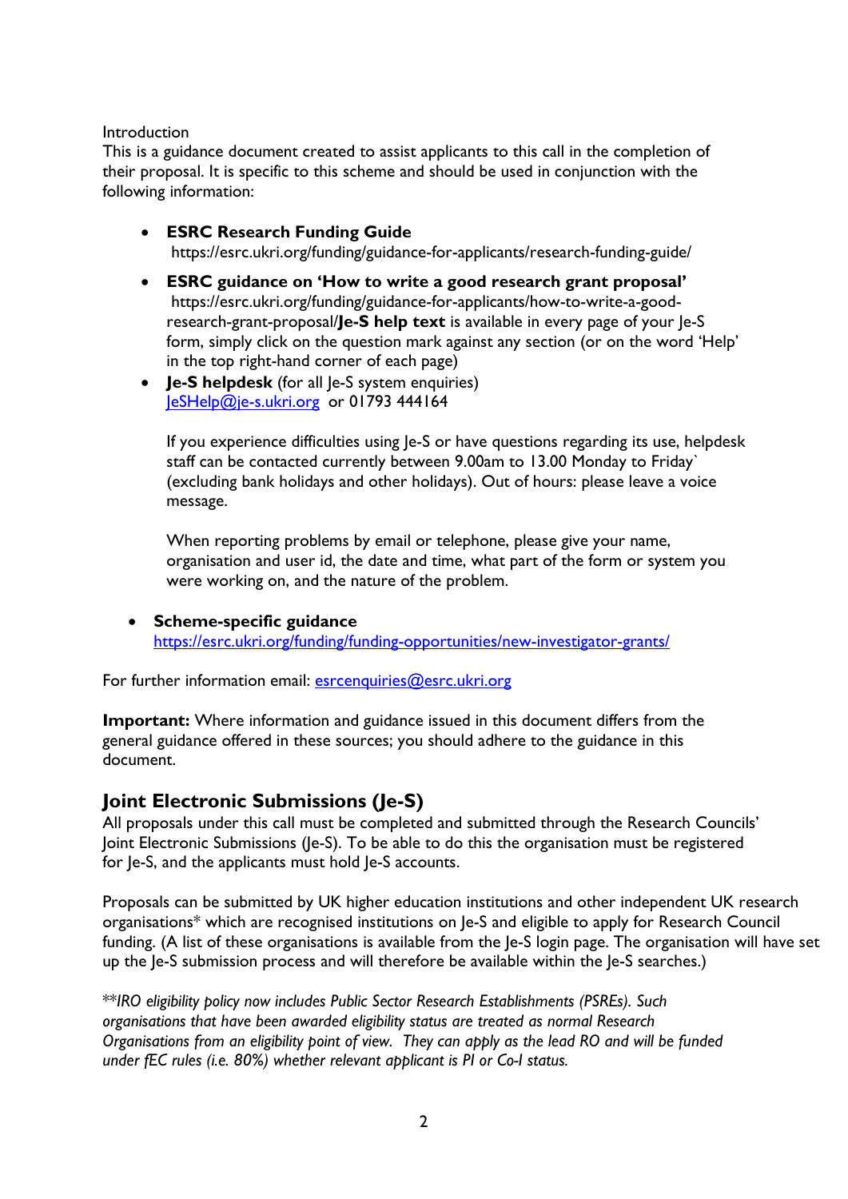Introduction

This is a guidance document created to assist applicants to this call in the completion of their proposal. It is specific to this scheme and should be used in conjunction with the following information:

- **ESRC Research Funding Guide**
  https://esrc.ukri.org/funding/guidance-for-applicants/research-funding-guide/
- **ESRC guidance on 'How to write a good research grant proposal'**
  https://esrc.ukri.org/funding/guidance-for-applicants/how-to-write-a-good-research-grant-proposal/**Je-S help text** is available in every page of your Je-S form, simply click on the question mark against any section (or on the word 'Help' in the top right-hand corner of each page)
- **Je-S helpdesk** (for all Je-S system enquiries)
  JeSHelp@je-s.ukri.org or 01793 444164

  If you experience difficulties using Je-S or have questions regarding its use, helpdesk staff can be contacted currently between 9.00am to 13.00 Monday to Friday` (excluding bank holidays and other holidays). Out of hours: please leave a voice message.

  When reporting problems by email or telephone, please give your name, organisation and user id, the date and time, what part of the form or system you were working on, and the nature of the problem.

- **Scheme-specific guidance**
  https://esrc.ukri.org/funding/funding-opportunities/new-investigator-grants/

For further information email: esrcenquiries@esrc.ukri.org

**Important:** Where information and guidance issued in this document differs from the general guidance offered in these sources; you should adhere to the guidance in this document.

## Joint Electronic Submissions (Je-S)

All proposals under this call must be completed and submitted through the Research Councils' Joint Electronic Submissions (Je-S). To be able to do this the organisation must be registered for Je-S, and the applicants must hold Je-S accounts.

Proposals can be submitted by UK higher education institutions and other independent UK research organisations* which are recognised institutions on Je-S and eligible to apply for Research Council funding. (A list of these organisations is available from the Je-S login page. The organisation will have set up the Je-S submission process and will therefore be available within the Je-S searches.)

*\*\*IRO eligibility policy now includes Public Sector Research Establishments (PSREs). Such organisations that have been awarded eligibility status are treated as normal Research Organisations from an eligibility point of view. They can apply as the lead RO and will be funded under fEC rules (i.e. 80%) whether relevant applicant is PI or Co-I status.*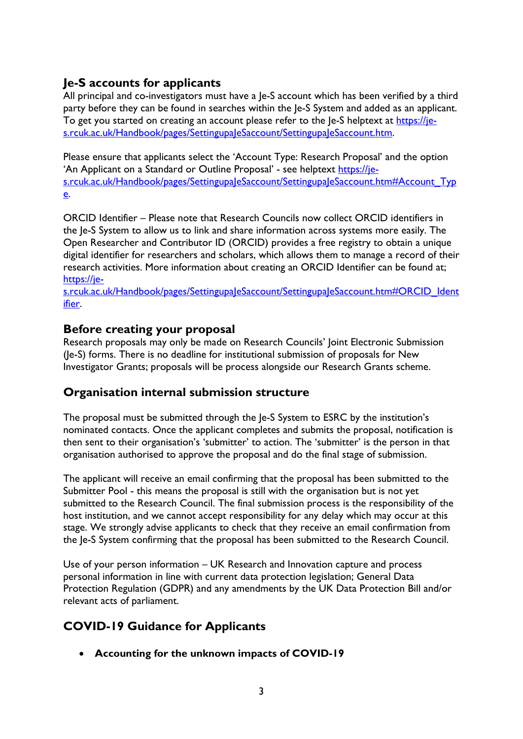## Je-S accounts for applicants

All principal and co-investigators must have a Je-S account which has been verified by a third party before they can be found in searches within the Je-S System and added as an applicant. To get you started on creating an account please refer to the Je-S helptext at [https://je-s.rcuk.ac.uk/Handbook/pages/SettingupaJeSaccount/SettingupaJeSaccount.htm](https://je-s.rcuk.ac.uk/Handbook/pages/SettingupaJeSaccount/SettingupaJeSaccount.htm).

Please ensure that applicants select the 'Account Type: Research Proposal' and the option 'An Applicant on a Standard or Outline Proposal' - see helptext [https://je-s.rcuk.ac.uk/Handbook/pages/SettingupaJeSaccount/SettingupaJeSaccount.htm#Account_Type](https://je-s.rcuk.ac.uk/Handbook/pages/SettingupaJeSaccount/SettingupaJeSaccount.htm#Account_Type).

ORCID Identifier – Please note that Research Councils now collect ORCID identifiers in the Je-S System to allow us to link and share information across systems more easily. The Open Researcher and Contributor ID (ORCID) provides a free registry to obtain a unique digital identifier for researchers and scholars, which allows them to manage a record of their research activities. More information about creating an ORCID Identifier can be found at; [https://je-s.rcuk.ac.uk/Handbook/pages/SettingupaJeSaccount/SettingupaJeSaccount.htm#ORCID_Identifier](https://je-s.rcuk.ac.uk/Handbook/pages/SettingupaJeSaccount/SettingupaJeSaccount.htm#ORCID_Identifier).

## Before creating your proposal

Research proposals may only be made on Research Councils' Joint Electronic Submission (Je-S) forms. There is no deadline for institutional submission of proposals for New Investigator Grants; proposals will be process alongside our Research Grants scheme.

## Organisation internal submission structure

The proposal must be submitted through the Je-S System to ESRC by the institution's nominated contacts. Once the applicant completes and submits the proposal, notification is then sent to their organisation's 'submitter' to action. The 'submitter' is the person in that organisation authorised to approve the proposal and do the final stage of submission.

The applicant will receive an email confirming that the proposal has been submitted to the Submitter Pool - this means the proposal is still with the organisation but is not yet submitted to the Research Council. The final submission process is the responsibility of the host institution, and we cannot accept responsibility for any delay which may occur at this stage. We strongly advise applicants to check that they receive an email confirmation from the Je-S System confirming that the proposal has been submitted to the Research Council.

Use of your person information – UK Research and Innovation capture and process personal information in line with current data protection legislation; General Data Protection Regulation (GDPR) and any amendments by the UK Data Protection Bill and/or relevant acts of parliament.

## COVID-19 Guidance for Applicants

- **Accounting for the unknown impacts of COVID-19**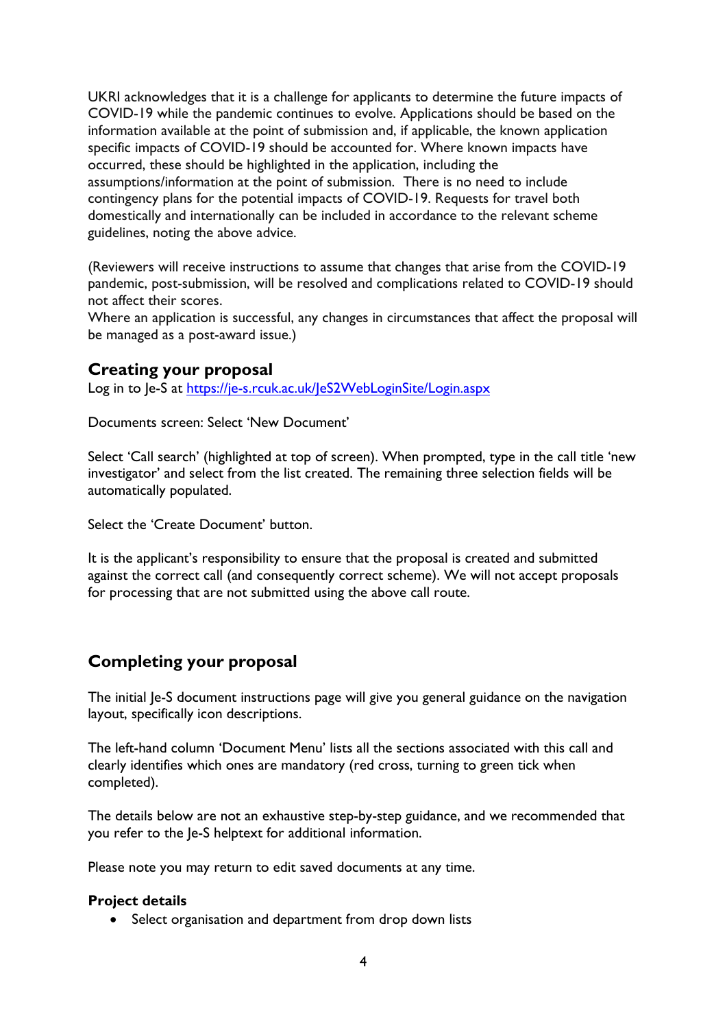UKRI acknowledges that it is a challenge for applicants to determine the future impacts of COVID-19 while the pandemic continues to evolve. Applications should be based on the information available at the point of submission and, if applicable, the known application specific impacts of COVID-19 should be accounted for. Where known impacts have occurred, these should be highlighted in the application, including the assumptions/information at the point of submission. There is no need to include contingency plans for the potential impacts of COVID-19. Requests for travel both domestically and internationally can be included in accordance to the relevant scheme guidelines, noting the above advice.

(Reviewers will receive instructions to assume that changes that arise from the COVID-19 pandemic, post-submission, will be resolved and complications related to COVID-19 should not affect their scores.
Where an application is successful, any changes in circumstances that affect the proposal will be managed as a post-award issue.)

## Creating your proposal

Log in to Je-S at https://je-s.rcuk.ac.uk/JeS2WebLoginSite/Login.aspx

Documents screen: Select 'New Document'

Select 'Call search' (highlighted at top of screen). When prompted, type in the call title 'new investigator' and select from the list created. The remaining three selection fields will be automatically populated.

Select the 'Create Document' button.

It is the applicant's responsibility to ensure that the proposal is created and submitted against the correct call (and consequently correct scheme). We will not accept proposals for processing that are not submitted using the above call route.

## Completing your proposal

The initial Je-S document instructions page will give you general guidance on the navigation layout, specifically icon descriptions.

The left-hand column 'Document Menu' lists all the sections associated with this call and clearly identifies which ones are mandatory (red cross, turning to green tick when completed).

The details below are not an exhaustive step-by-step guidance, and we recommended that you refer to the Je-S helptext for additional information.

Please note you may return to edit saved documents at any time.

### Project details

- Select organisation and department from drop down lists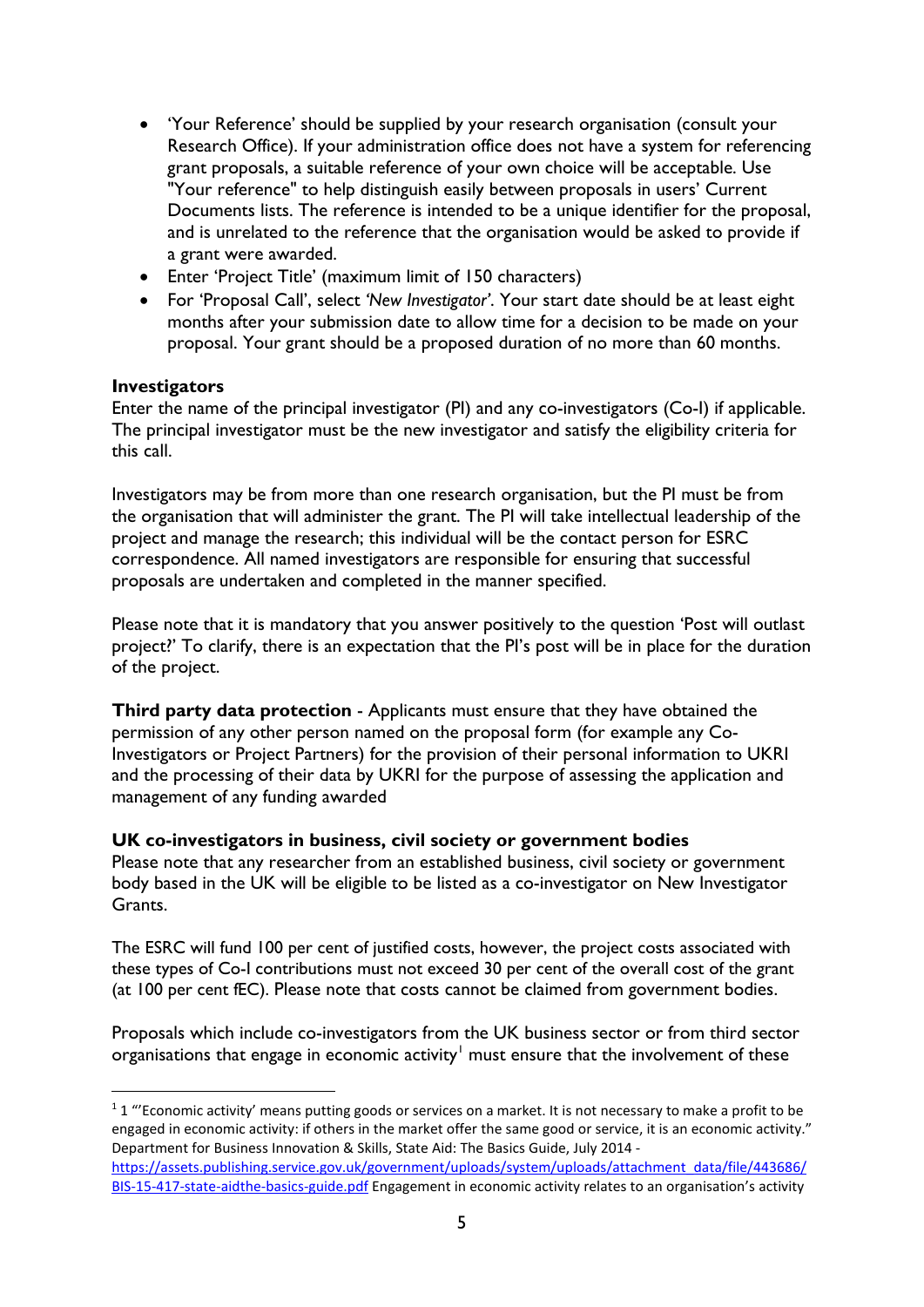- 'Your Reference' should be supplied by your research organisation (consult your Research Office). If your administration office does not have a system for referencing grant proposals, a suitable reference of your own choice will be acceptable. Use "Your reference" to help distinguish easily between proposals in users' Current Documents lists. The reference is intended to be a unique identifier for the proposal, and is unrelated to the reference that the organisation would be asked to provide if a grant were awarded.
- Enter 'Project Title' (maximum limit of 150 characters)
- For 'Proposal Call', select *'New Investigator'*. Your start date should be at least eight months after your submission date to allow time for a decision to be made on your proposal. Your grant should be a proposed duration of no more than 60 months.

**Investigators**

Enter the name of the principal investigator (PI) and any co-investigators (Co-I) if applicable. The principal investigator must be the new investigator and satisfy the eligibility criteria for this call.

Investigators may be from more than one research organisation, but the PI must be from the organisation that will administer the grant. The PI will take intellectual leadership of the project and manage the research; this individual will be the contact person for ESRC correspondence. All named investigators are responsible for ensuring that successful proposals are undertaken and completed in the manner specified.

Please note that it is mandatory that you answer positively to the question 'Post will outlast project?' To clarify, there is an expectation that the PI's post will be in place for the duration of the project.

**Third party data protection** - Applicants must ensure that they have obtained the permission of any other person named on the proposal form (for example any Co-Investigators or Project Partners) for the provision of their personal information to UKRI and the processing of their data by UKRI for the purpose of assessing the application and management of any funding awarded

**UK co-investigators in business, civil society or government bodies**

Please note that any researcher from an established business, civil society or government body based in the UK will be eligible to be listed as a co-investigator on New Investigator Grants.

The ESRC will fund 100 per cent of justified costs, however, the project costs associated with these types of Co-I contributions must not exceed 30 per cent of the overall cost of the grant (at 100 per cent fEC). Please note that costs cannot be claimed from government bodies.

Proposals which include co-investigators from the UK business sector or from third sector organisations that engage in economic activity[1] must ensure that the involvement of these

[1] 1 "'Economic activity' means putting goods or services on a market. It is not necessary to make a profit to be engaged in economic activity: if others in the market offer the same good or service, it is an economic activity." Department for Business Innovation & Skills, State Aid: The Basics Guide, July 2014 - https://assets.publishing.service.gov.uk/government/uploads/system/uploads/attachment_data/file/443686/BIS-15-417-state-aidthe-basics-guide.pdf Engagement in economic activity relates to an organisation's activity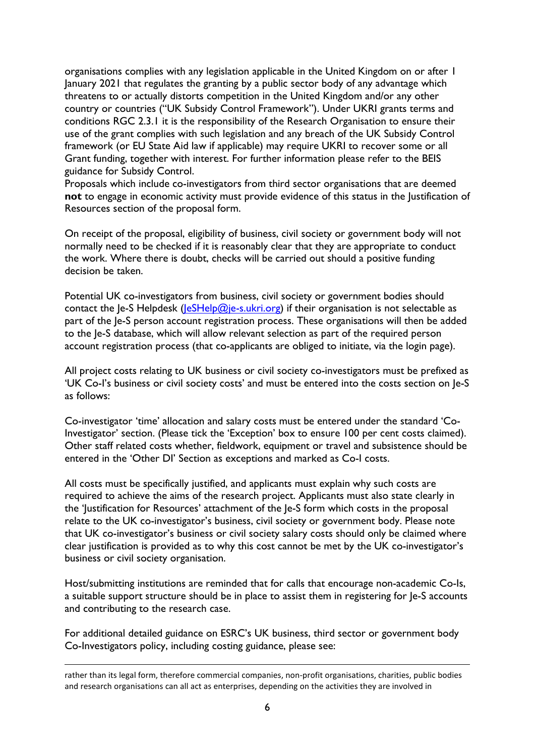organisations complies with any legislation applicable in the United Kingdom on or after 1 January 2021 that regulates the granting by a public sector body of any advantage which threatens to or actually distorts competition in the United Kingdom and/or any other country or countries ("UK Subsidy Control Framework"). Under UKRI grants terms and conditions RGC 2.3.1 it is the responsibility of the Research Organisation to ensure their use of the grant complies with such legislation and any breach of the UK Subsidy Control framework (or EU State Aid law if applicable) may require UKRI to recover some or all Grant funding, together with interest. For further information please refer to the BEIS guidance for Subsidy Control.

Proposals which include co-investigators from third sector organisations that are deemed **not** to engage in economic activity must provide evidence of this status in the Justification of Resources section of the proposal form.

On receipt of the proposal, eligibility of business, civil society or government body will not normally need to be checked if it is reasonably clear that they are appropriate to conduct the work. Where there is doubt, checks will be carried out should a positive funding decision be taken.

Potential UK co-investigators from business, civil society or government bodies should contact the Je-S Helpdesk (JeSHelp@je-s.ukri.org) if their organisation is not selectable as part of the Je-S person account registration process. These organisations will then be added to the Je-S database, which will allow relevant selection as part of the required person account registration process (that co-applicants are obliged to initiate, via the login page).

All project costs relating to UK business or civil society co-investigators must be prefixed as 'UK Co-I's business or civil society costs' and must be entered into the costs section on Je-S as follows:

Co-investigator 'time' allocation and salary costs must be entered under the standard 'Co-Investigator' section. (Please tick the 'Exception' box to ensure 100 per cent costs claimed). Other staff related costs whether, fieldwork, equipment or travel and subsistence should be entered in the 'Other DI' Section as exceptions and marked as Co-I costs.

All costs must be specifically justified, and applicants must explain why such costs are required to achieve the aims of the research project. Applicants must also state clearly in the 'Justification for Resources' attachment of the Je-S form which costs in the proposal relate to the UK co-investigator's business, civil society or government body. Please note that UK co-investigator's business or civil society salary costs should only be claimed where clear justification is provided as to why this cost cannot be met by the UK co-investigator's business or civil society organisation.

Host/submitting institutions are reminded that for calls that encourage non-academic Co-Is, a suitable support structure should be in place to assist them in registering for Je-S accounts and contributing to the research case.

For additional detailed guidance on ESRC's UK business, third sector or government body Co-Investigators policy, including costing guidance, please see:

rather than its legal form, therefore commercial companies, non-profit organisations, charities, public bodies and research organisations can all act as enterprises, depending on the activities they are involved in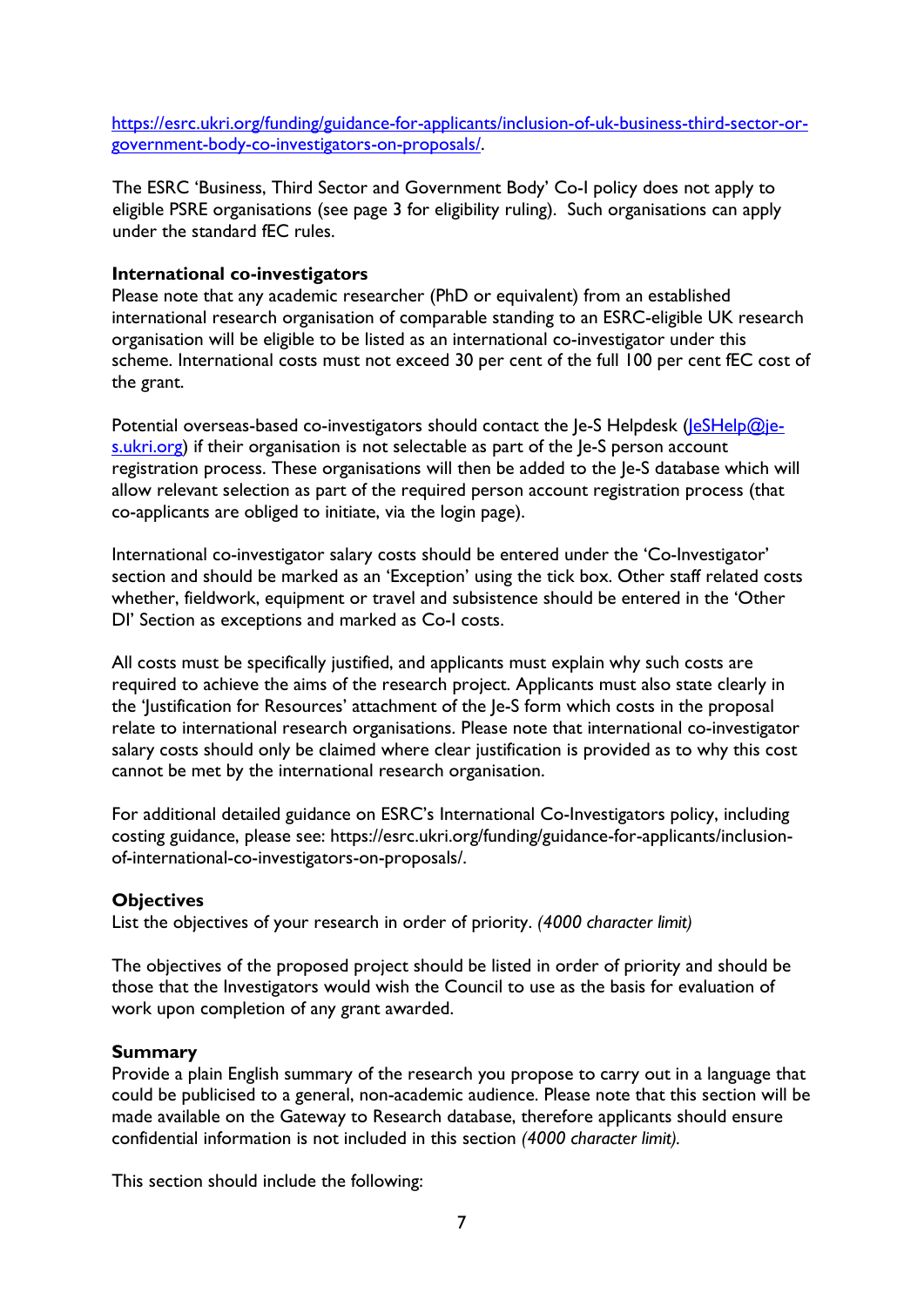https://esrc.ukri.org/funding/guidance-for-applicants/inclusion-of-uk-business-third-sector-or-government-body-co-investigators-on-proposals/.

The ESRC 'Business, Third Sector and Government Body' Co-I policy does not apply to eligible PSRE organisations (see page 3 for eligibility ruling). Such organisations can apply under the standard fEC rules.

**International co-investigators**

Please note that any academic researcher (PhD or equivalent) from an established international research organisation of comparable standing to an ESRC-eligible UK research organisation will be eligible to be listed as an international co-investigator under this scheme. International costs must not exceed 30 per cent of the full 100 per cent fEC cost of the grant.

Potential overseas-based co-investigators should contact the Je-S Helpdesk (JeSHelp@je-s.ukri.org) if their organisation is not selectable as part of the Je-S person account registration process. These organisations will then be added to the Je-S database which will allow relevant selection as part of the required person account registration process (that co-applicants are obliged to initiate, via the login page).

International co-investigator salary costs should be entered under the 'Co-Investigator' section and should be marked as an 'Exception' using the tick box. Other staff related costs whether, fieldwork, equipment or travel and subsistence should be entered in the 'Other DI' Section as exceptions and marked as Co-I costs.

All costs must be specifically justified, and applicants must explain why such costs are required to achieve the aims of the research project. Applicants must also state clearly in the 'Justification for Resources' attachment of the Je-S form which costs in the proposal relate to international research organisations. Please note that international co-investigator salary costs should only be claimed where clear justification is provided as to why this cost cannot be met by the international research organisation.

For additional detailed guidance on ESRC's International Co-Investigators policy, including costing guidance, please see: https://esrc.ukri.org/funding/guidance-for-applicants/inclusion-of-international-co-investigators-on-proposals/.

**Objectives**

List the objectives of your research in order of priority. *(4000 character limit)*

The objectives of the proposed project should be listed in order of priority and should be those that the Investigators would wish the Council to use as the basis for evaluation of work upon completion of any grant awarded.

**Summary**

Provide a plain English summary of the research you propose to carry out in a language that could be publicised to a general, non-academic audience. Please note that this section will be made available on the Gateway to Research database, therefore applicants should ensure confidential information is not included in this section *(4000 character limit).*

This section should include the following: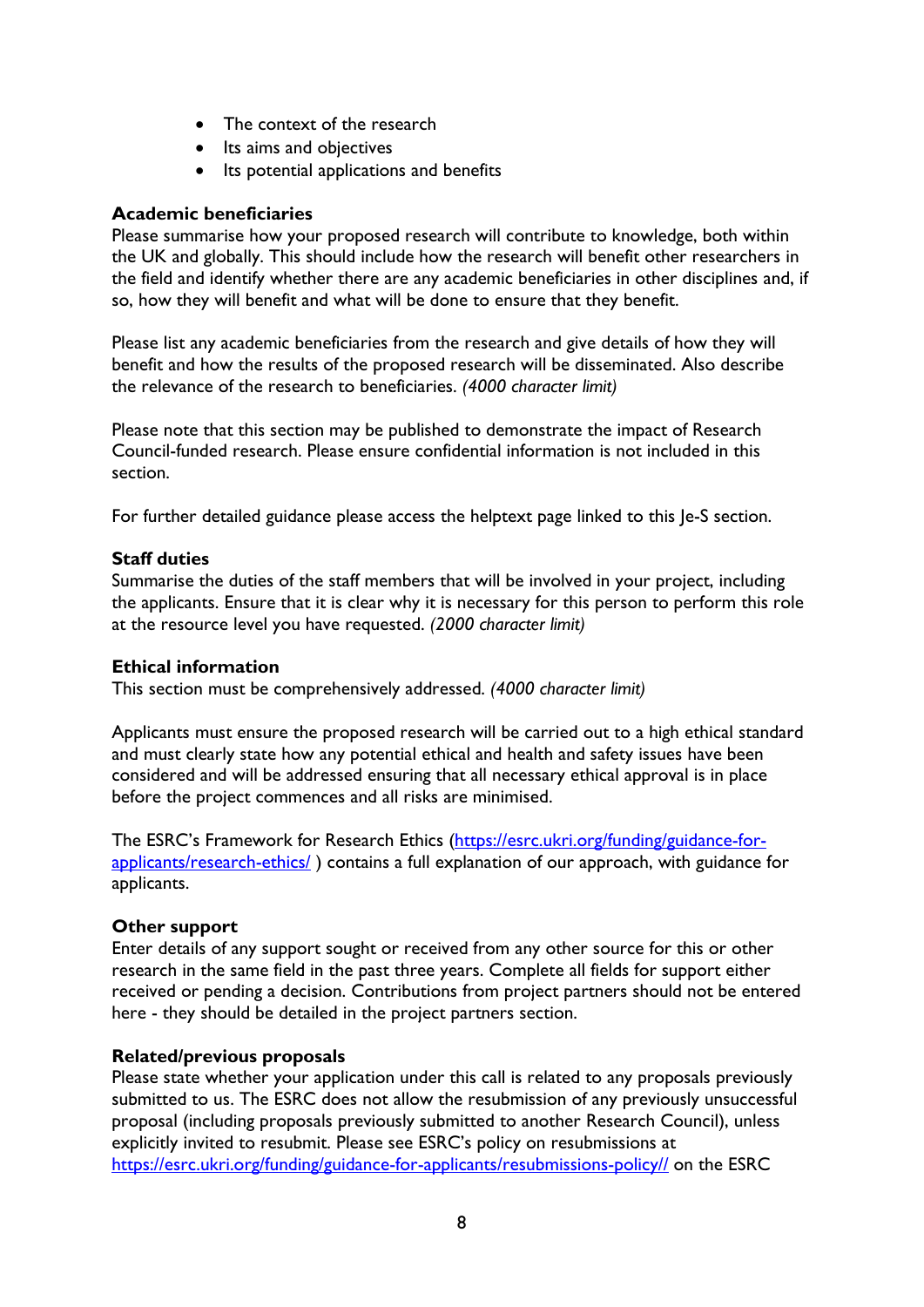- The context of the research
- Its aims and objectives
- Its potential applications and benefits

**Academic beneficiaries**
Please summarise how your proposed research will contribute to knowledge, both within the UK and globally. This should include how the research will benefit other researchers in the field and identify whether there are any academic beneficiaries in other disciplines and, if so, how they will benefit and what will be done to ensure that they benefit.

Please list any academic beneficiaries from the research and give details of how they will benefit and how the results of the proposed research will be disseminated. Also describe the relevance of the research to beneficiaries. *(4000 character limit)*

Please note that this section may be published to demonstrate the impact of Research Council-funded research. Please ensure confidential information is not included in this section.

For further detailed guidance please access the helptext page linked to this Je-S section.

**Staff duties**
Summarise the duties of the staff members that will be involved in your project, including the applicants. Ensure that it is clear why it is necessary for this person to perform this role at the resource level you have requested. *(2000 character limit)*

**Ethical information**
This section must be comprehensively addressed. *(4000 character limit)*

Applicants must ensure the proposed research will be carried out to a high ethical standard and must clearly state how any potential ethical and health and safety issues have been considered and will be addressed ensuring that all necessary ethical approval is in place before the project commences and all risks are minimised.

The ESRC's Framework for Research Ethics ([https://esrc.ukri.org/funding/guidance-for-applicants/research-ethics/](https://esrc.ukri.org/funding/guidance-for-applicants/research-ethics/) ) contains a full explanation of our approach, with guidance for applicants.

**Other support**
Enter details of any support sought or received from any other source for this or other research in the same field in the past three years. Complete all fields for support either received or pending a decision. Contributions from project partners should not be entered here - they should be detailed in the project partners section.

**Related/previous proposals**
Please state whether your application under this call is related to any proposals previously submitted to us. The ESRC does not allow the resubmission of any previously unsuccessful proposal (including proposals previously submitted to another Research Council), unless explicitly invited to resubmit. Please see ESRC's policy on resubmissions at [https://esrc.ukri.org/funding/guidance-for-applicants/resubmissions-policy//](https://esrc.ukri.org/funding/guidance-for-applicants/resubmissions-policy//) on the ESRC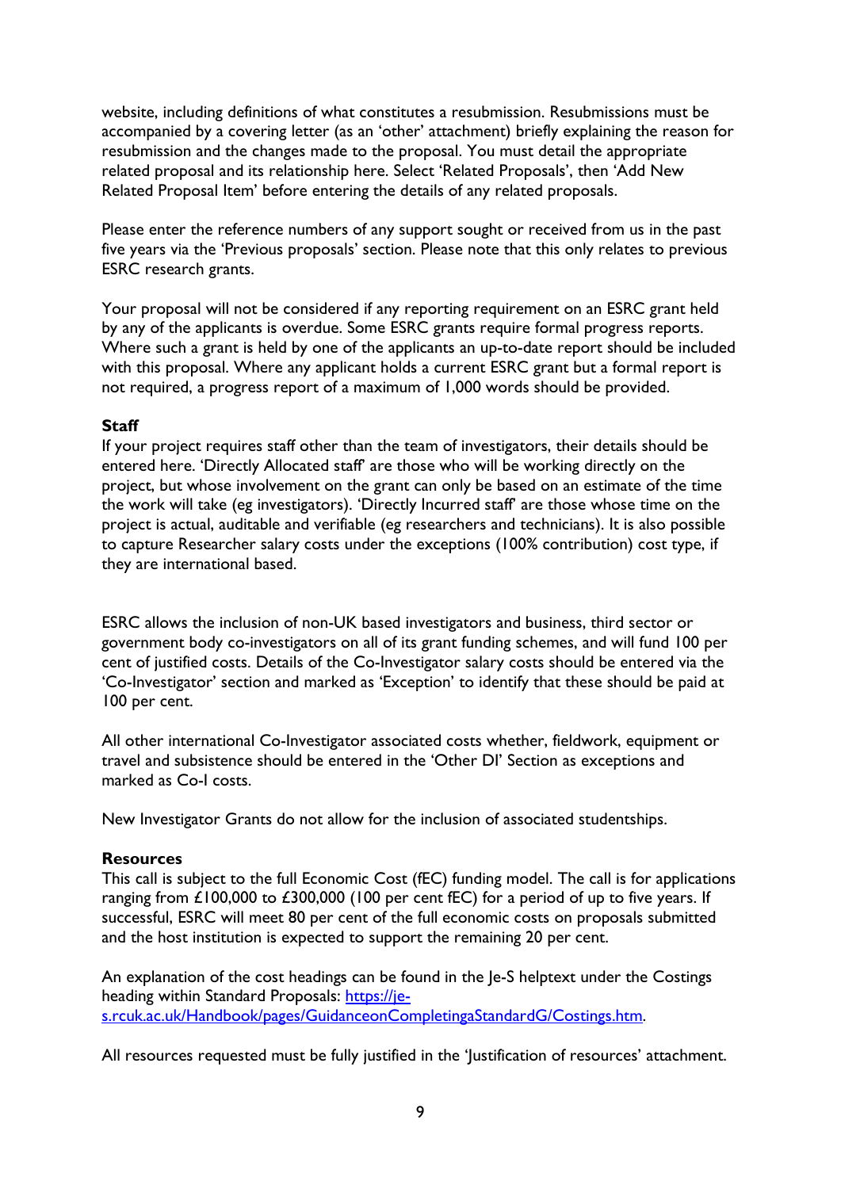website, including definitions of what constitutes a resubmission. Resubmissions must be accompanied by a covering letter (as an 'other' attachment) briefly explaining the reason for resubmission and the changes made to the proposal. You must detail the appropriate related proposal and its relationship here. Select 'Related Proposals', then 'Add New Related Proposal Item' before entering the details of any related proposals.

Please enter the reference numbers of any support sought or received from us in the past five years via the 'Previous proposals' section. Please note that this only relates to previous ESRC research grants.

Your proposal will not be considered if any reporting requirement on an ESRC grant held by any of the applicants is overdue. Some ESRC grants require formal progress reports. Where such a grant is held by one of the applicants an up-to-date report should be included with this proposal. Where any applicant holds a current ESRC grant but a formal report is not required, a progress report of a maximum of 1,000 words should be provided.

**Staff**

If your project requires staff other than the team of investigators, their details should be entered here. 'Directly Allocated staff' are those who will be working directly on the project, but whose involvement on the grant can only be based on an estimate of the time the work will take (eg investigators). 'Directly Incurred staff' are those whose time on the project is actual, auditable and verifiable (eg researchers and technicians). It is also possible to capture Researcher salary costs under the exceptions (100% contribution) cost type, if they are international based.

ESRC allows the inclusion of non-UK based investigators and business, third sector or government body co-investigators on all of its grant funding schemes, and will fund 100 per cent of justified costs. Details of the Co-Investigator salary costs should be entered via the 'Co-Investigator' section and marked as 'Exception' to identify that these should be paid at 100 per cent.

All other international Co-Investigator associated costs whether, fieldwork, equipment or travel and subsistence should be entered in the 'Other DI' Section as exceptions and marked as Co-I costs.

New Investigator Grants do not allow for the inclusion of associated studentships.

**Resources**

This call is subject to the full Economic Cost (fEC) funding model. The call is for applications ranging from £100,000 to £300,000 (100 per cent fEC) for a period of up to five years. If successful, ESRC will meet 80 per cent of the full economic costs on proposals submitted and the host institution is expected to support the remaining 20 per cent.

An explanation of the cost headings can be found in the Je-S helptext under the Costings heading within Standard Proposals: [https://je-s.rcuk.ac.uk/Handbook/pages/GuidanceonCompletingaStandardG/Costings.htm](https://je-s.rcuk.ac.uk/Handbook/pages/GuidanceonCompletingaStandardG/Costings.htm).

All resources requested must be fully justified in the 'Justification of resources' attachment.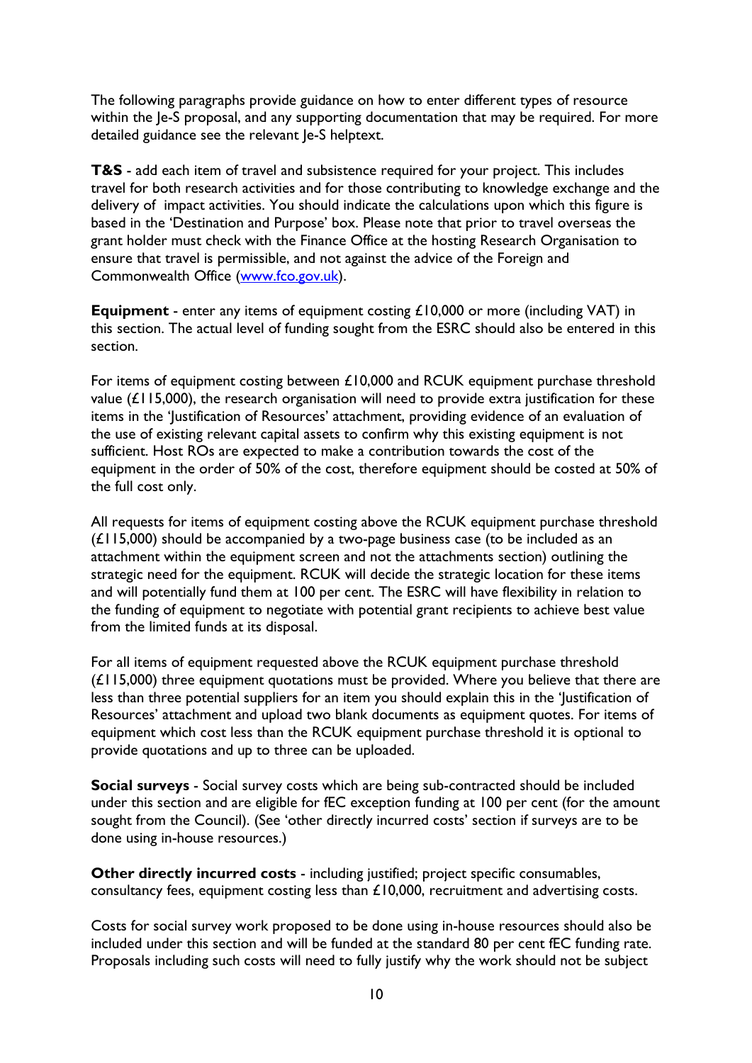The following paragraphs provide guidance on how to enter different types of resource within the Je-S proposal, and any supporting documentation that may be required. For more detailed guidance see the relevant Je-S helptext.

**T&S** - add each item of travel and subsistence required for your project. This includes travel for both research activities and for those contributing to knowledge exchange and the delivery of impact activities. You should indicate the calculations upon which this figure is based in the 'Destination and Purpose' box. Please note that prior to travel overseas the grant holder must check with the Finance Office at the hosting Research Organisation to ensure that travel is permissible, and not against the advice of the Foreign and Commonwealth Office (www.fco.gov.uk).

**Equipment** - enter any items of equipment costing £10,000 or more (including VAT) in this section. The actual level of funding sought from the ESRC should also be entered in this section.

For items of equipment costing between £10,000 and RCUK equipment purchase threshold value (£115,000), the research organisation will need to provide extra justification for these items in the 'Justification of Resources' attachment, providing evidence of an evaluation of the use of existing relevant capital assets to confirm why this existing equipment is not sufficient. Host ROs are expected to make a contribution towards the cost of the equipment in the order of 50% of the cost, therefore equipment should be costed at 50% of the full cost only.

All requests for items of equipment costing above the RCUK equipment purchase threshold (£115,000) should be accompanied by a two-page business case (to be included as an attachment within the equipment screen and not the attachments section) outlining the strategic need for the equipment. RCUK will decide the strategic location for these items and will potentially fund them at 100 per cent. The ESRC will have flexibility in relation to the funding of equipment to negotiate with potential grant recipients to achieve best value from the limited funds at its disposal.

For all items of equipment requested above the RCUK equipment purchase threshold (£115,000) three equipment quotations must be provided. Where you believe that there are less than three potential suppliers for an item you should explain this in the 'Justification of Resources' attachment and upload two blank documents as equipment quotes. For items of equipment which cost less than the RCUK equipment purchase threshold it is optional to provide quotations and up to three can be uploaded.

**Social surveys** - Social survey costs which are being sub-contracted should be included under this section and are eligible for fEC exception funding at 100 per cent (for the amount sought from the Council). (See 'other directly incurred costs' section if surveys are to be done using in-house resources.)

**Other directly incurred costs** - including justified; project specific consumables, consultancy fees, equipment costing less than £10,000, recruitment and advertising costs.

Costs for social survey work proposed to be done using in-house resources should also be included under this section and will be funded at the standard 80 per cent fEC funding rate. Proposals including such costs will need to fully justify why the work should not be subject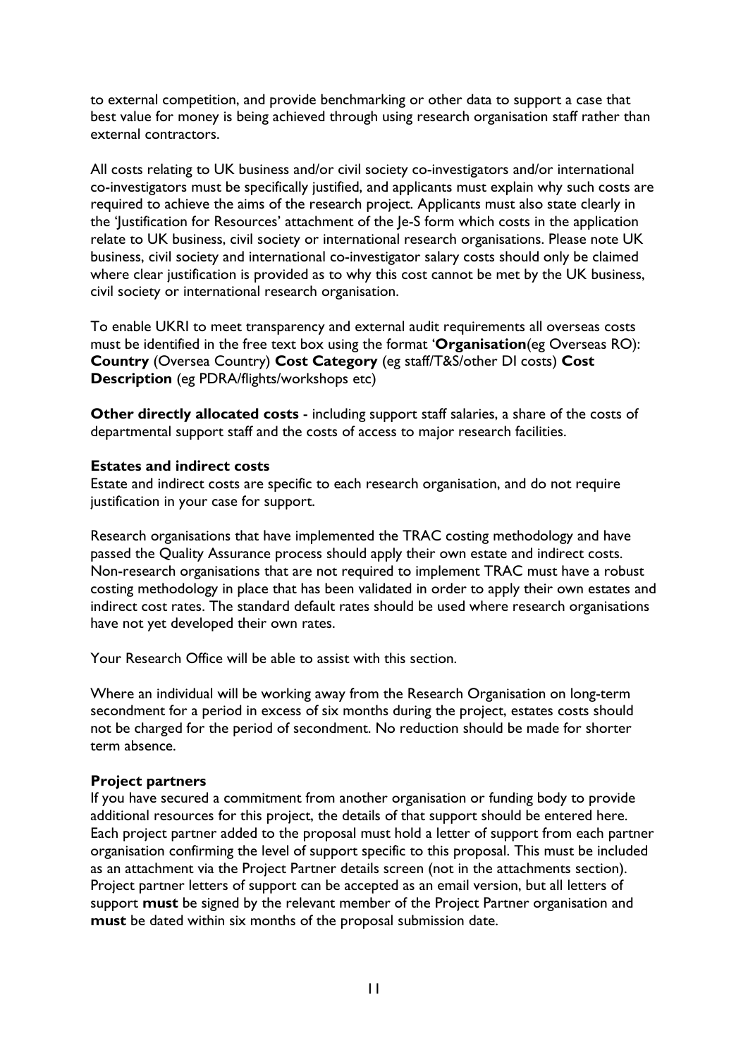to external competition, and provide benchmarking or other data to support a case that best value for money is being achieved through using research organisation staff rather than external contractors.

All costs relating to UK business and/or civil society co-investigators and/or international co-investigators must be specifically justified, and applicants must explain why such costs are required to achieve the aims of the research project. Applicants must also state clearly in the 'Justification for Resources' attachment of the Je-S form which costs in the application relate to UK business, civil society or international research organisations. Please note UK business, civil society and international co-investigator salary costs should only be claimed where clear justification is provided as to why this cost cannot be met by the UK business, civil society or international research organisation.

To enable UKRI to meet transparency and external audit requirements all overseas costs must be identified in the free text box using the format '**Organisation**(eg Overseas RO): **Country** (Oversea Country) **Cost Category** (eg staff/T&S/other DI costs) **Cost Description** (eg PDRA/flights/workshops etc)

**Other directly allocated costs** - including support staff salaries, a share of the costs of departmental support staff and the costs of access to major research facilities.

**Estates and indirect costs**

Estate and indirect costs are specific to each research organisation, and do not require justification in your case for support.

Research organisations that have implemented the TRAC costing methodology and have passed the Quality Assurance process should apply their own estate and indirect costs. Non-research organisations that are not required to implement TRAC must have a robust costing methodology in place that has been validated in order to apply their own estates and indirect cost rates. The standard default rates should be used where research organisations have not yet developed their own rates.

Your Research Office will be able to assist with this section.

Where an individual will be working away from the Research Organisation on long-term secondment for a period in excess of six months during the project, estates costs should not be charged for the period of secondment. No reduction should be made for shorter term absence.

**Project partners**

If you have secured a commitment from another organisation or funding body to provide additional resources for this project, the details of that support should be entered here. Each project partner added to the proposal must hold a letter of support from each partner organisation confirming the level of support specific to this proposal. This must be included as an attachment via the Project Partner details screen (not in the attachments section). Project partner letters of support can be accepted as an email version, but all letters of support **must** be signed by the relevant member of the Project Partner organisation and **must** be dated within six months of the proposal submission date.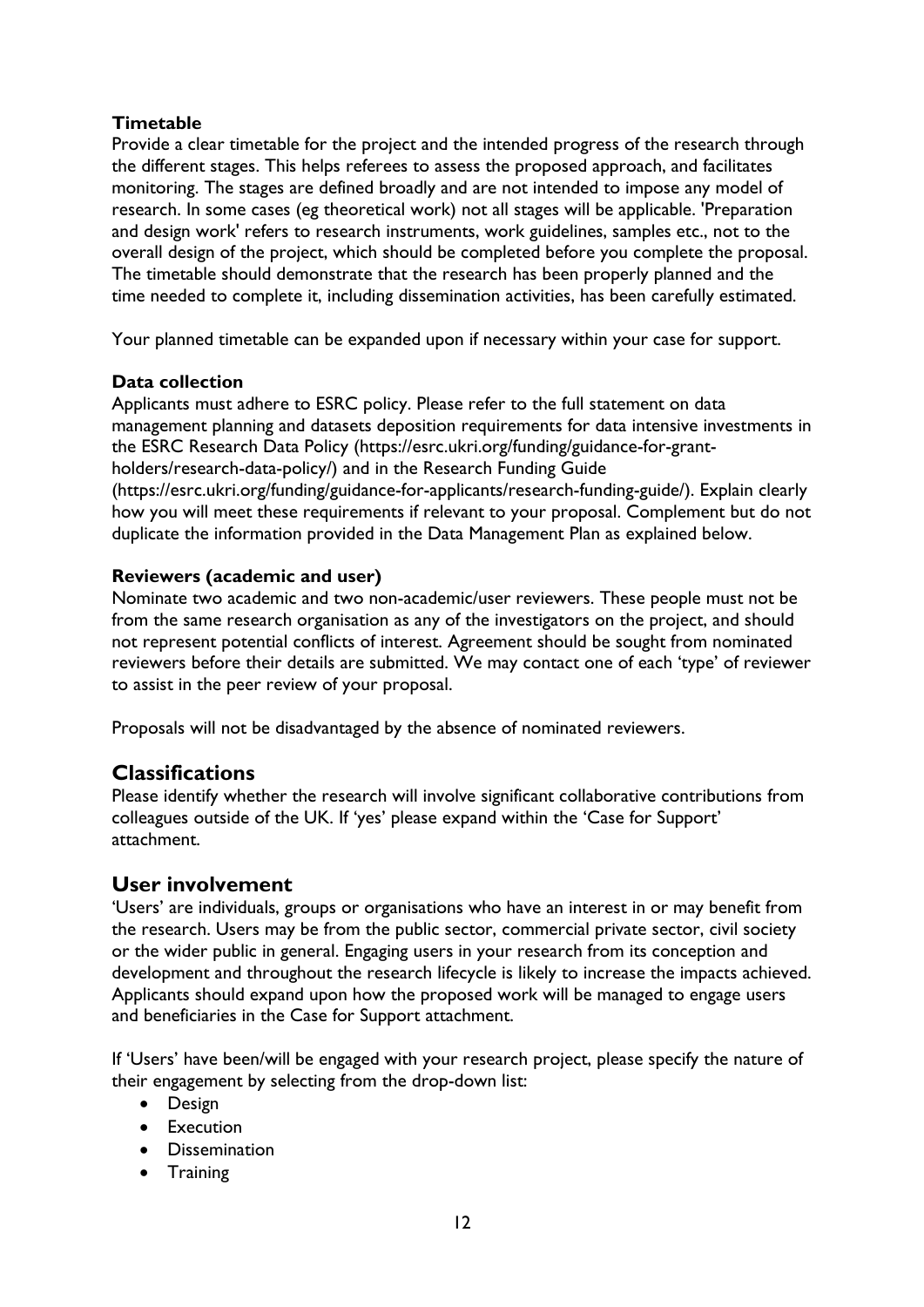**Timetable**

Provide a clear timetable for the project and the intended progress of the research through the different stages. This helps referees to assess the proposed approach, and facilitates monitoring. The stages are defined broadly and are not intended to impose any model of research. In some cases (eg theoretical work) not all stages will be applicable. 'Preparation and design work' refers to research instruments, work guidelines, samples etc., not to the overall design of the project, which should be completed before you complete the proposal. The timetable should demonstrate that the research has been properly planned and the time needed to complete it, including dissemination activities, has been carefully estimated.

Your planned timetable can be expanded upon if necessary within your case for support.

**Data collection**

Applicants must adhere to ESRC policy. Please refer to the full statement on data management planning and datasets deposition requirements for data intensive investments in the ESRC Research Data Policy (https://esrc.ukri.org/funding/guidance-for-grant-holders/research-data-policy/) and in the Research Funding Guide (https://esrc.ukri.org/funding/guidance-for-applicants/research-funding-guide/). Explain clearly how you will meet these requirements if relevant to your proposal. Complement but do not duplicate the information provided in the Data Management Plan as explained below.

**Reviewers (academic and user)**

Nominate two academic and two non-academic/user reviewers. These people must not be from the same research organisation as any of the investigators on the project, and should not represent potential conflicts of interest. Agreement should be sought from nominated reviewers before their details are submitted. We may contact one of each 'type' of reviewer to assist in the peer review of your proposal.

Proposals will not be disadvantaged by the absence of nominated reviewers.

## Classifications

Please identify whether the research will involve significant collaborative contributions from colleagues outside of the UK. If 'yes' please expand within the 'Case for Support' attachment.

## User involvement

'Users' are individuals, groups or organisations who have an interest in or may benefit from the research. Users may be from the public sector, commercial private sector, civil society or the wider public in general. Engaging users in your research from its conception and development and throughout the research lifecycle is likely to increase the impacts achieved. Applicants should expand upon how the proposed work will be managed to engage users and beneficiaries in the Case for Support attachment.

If 'Users' have been/will be engaged with your research project, please specify the nature of their engagement by selecting from the drop-down list:

- Design
- Execution
- Dissemination
- Training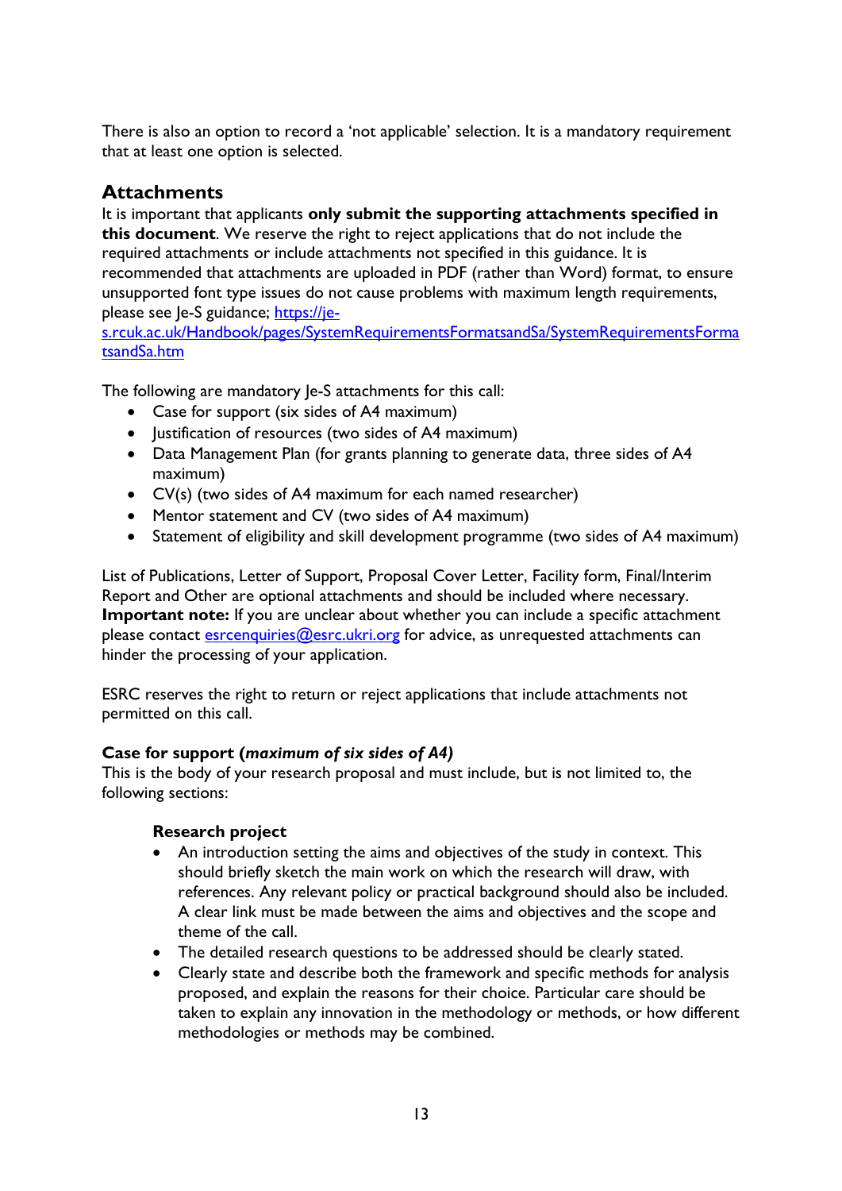There is also an option to record a 'not applicable' selection. It is a mandatory requirement that at least one option is selected.

## Attachments

It is important that applicants **only submit the supporting attachments specified in this document**. We reserve the right to reject applications that do not include the required attachments or include attachments not specified in this guidance. It is recommended that attachments are uploaded in PDF (rather than Word) format, to ensure unsupported font type issues do not cause problems with maximum length requirements, please see Je-S guidance; [https://je-s.rcuk.ac.uk/Handbook/pages/SystemRequirementsFormatsandSa/SystemRequirementsFormatsandSa.htm](https://je-s.rcuk.ac.uk/Handbook/pages/SystemRequirementsFormatsandSa/SystemRequirementsFormatsandSa.htm)

The following are mandatory Je-S attachments for this call:

- Case for support (six sides of A4 maximum)
- Justification of resources (two sides of A4 maximum)
- Data Management Plan (for grants planning to generate data, three sides of A4 maximum)
- CV(s) (two sides of A4 maximum for each named researcher)
- Mentor statement and CV (two sides of A4 maximum)
- Statement of eligibility and skill development programme (two sides of A4 maximum)

List of Publications, Letter of Support, Proposal Cover Letter, Facility form, Final/Interim Report and Other are optional attachments and should be included where necessary. **Important note:** If you are unclear about whether you can include a specific attachment please contact [esrcenquiries@esrc.ukri.org](mailto:esrcenquiries@esrc.ukri.org) for advice, as unrequested attachments can hinder the processing of your application.

ESRC reserves the right to return or reject applications that include attachments not permitted on this call.

### Case for support (*maximum of six sides of A4)*

This is the body of your research proposal and must include, but is not limited to, the following sections:

#### Research project

- An introduction setting the aims and objectives of the study in context. This should briefly sketch the main work on which the research will draw, with references. Any relevant policy or practical background should also be included. A clear link must be made between the aims and objectives and the scope and theme of the call.
- The detailed research questions to be addressed should be clearly stated.
- Clearly state and describe both the framework and specific methods for analysis proposed, and explain the reasons for their choice. Particular care should be taken to explain any innovation in the methodology or methods, or how different methodologies or methods may be combined.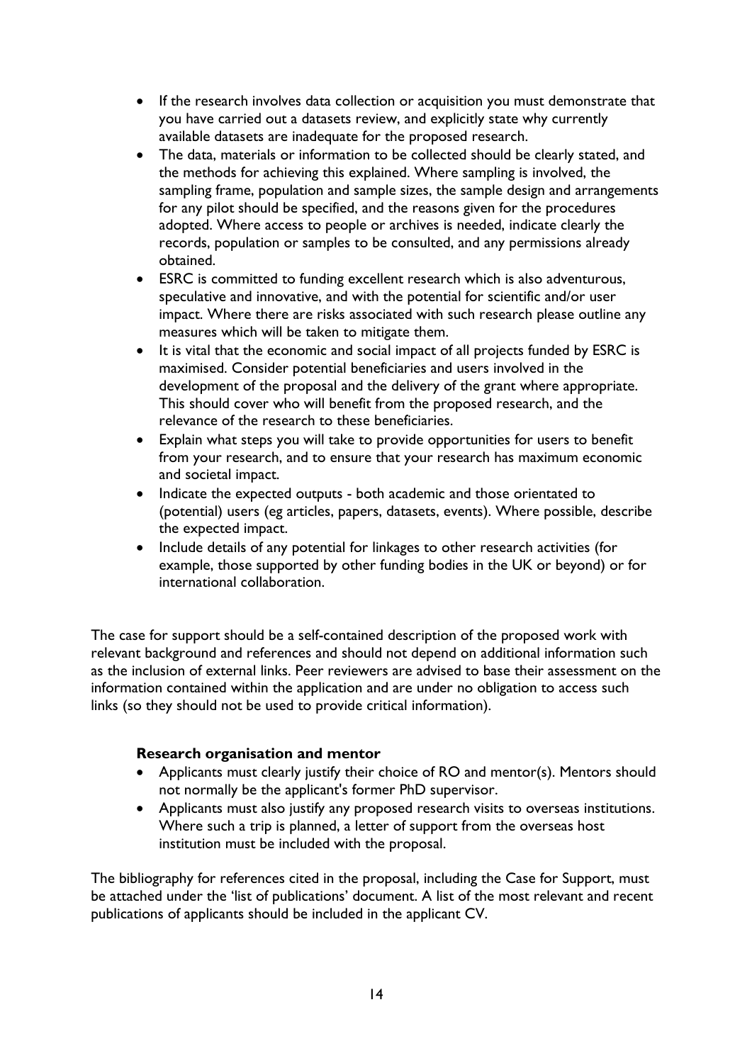- If the research involves data collection or acquisition you must demonstrate that you have carried out a datasets review, and explicitly state why currently available datasets are inadequate for the proposed research.
- The data, materials or information to be collected should be clearly stated, and the methods for achieving this explained. Where sampling is involved, the sampling frame, population and sample sizes, the sample design and arrangements for any pilot should be specified, and the reasons given for the procedures adopted. Where access to people or archives is needed, indicate clearly the records, population or samples to be consulted, and any permissions already obtained.
- ESRC is committed to funding excellent research which is also adventurous, speculative and innovative, and with the potential for scientific and/or user impact. Where there are risks associated with such research please outline any measures which will be taken to mitigate them.
- It is vital that the economic and social impact of all projects funded by ESRC is maximised. Consider potential beneficiaries and users involved in the development of the proposal and the delivery of the grant where appropriate. This should cover who will benefit from the proposed research, and the relevance of the research to these beneficiaries.
- Explain what steps you will take to provide opportunities for users to benefit from your research, and to ensure that your research has maximum economic and societal impact.
- Indicate the expected outputs - both academic and those orientated to (potential) users (eg articles, papers, datasets, events). Where possible, describe the expected impact.
- Include details of any potential for linkages to other research activities (for example, those supported by other funding bodies in the UK or beyond) or for international collaboration.

The case for support should be a self-contained description of the proposed work with relevant background and references and should not depend on additional information such as the inclusion of external links. Peer reviewers are advised to base their assessment on the information contained within the application and are under no obligation to access such links (so they should not be used to provide critical information).

**Research organisation and mentor**

- Applicants must clearly justify their choice of RO and mentor(s). Mentors should not normally be the applicant's former PhD supervisor.
- Applicants must also justify any proposed research visits to overseas institutions. Where such a trip is planned, a letter of support from the overseas host institution must be included with the proposal.

The bibliography for references cited in the proposal, including the Case for Support, must be attached under the 'list of publications' document. A list of the most relevant and recent publications of applicants should be included in the applicant CV.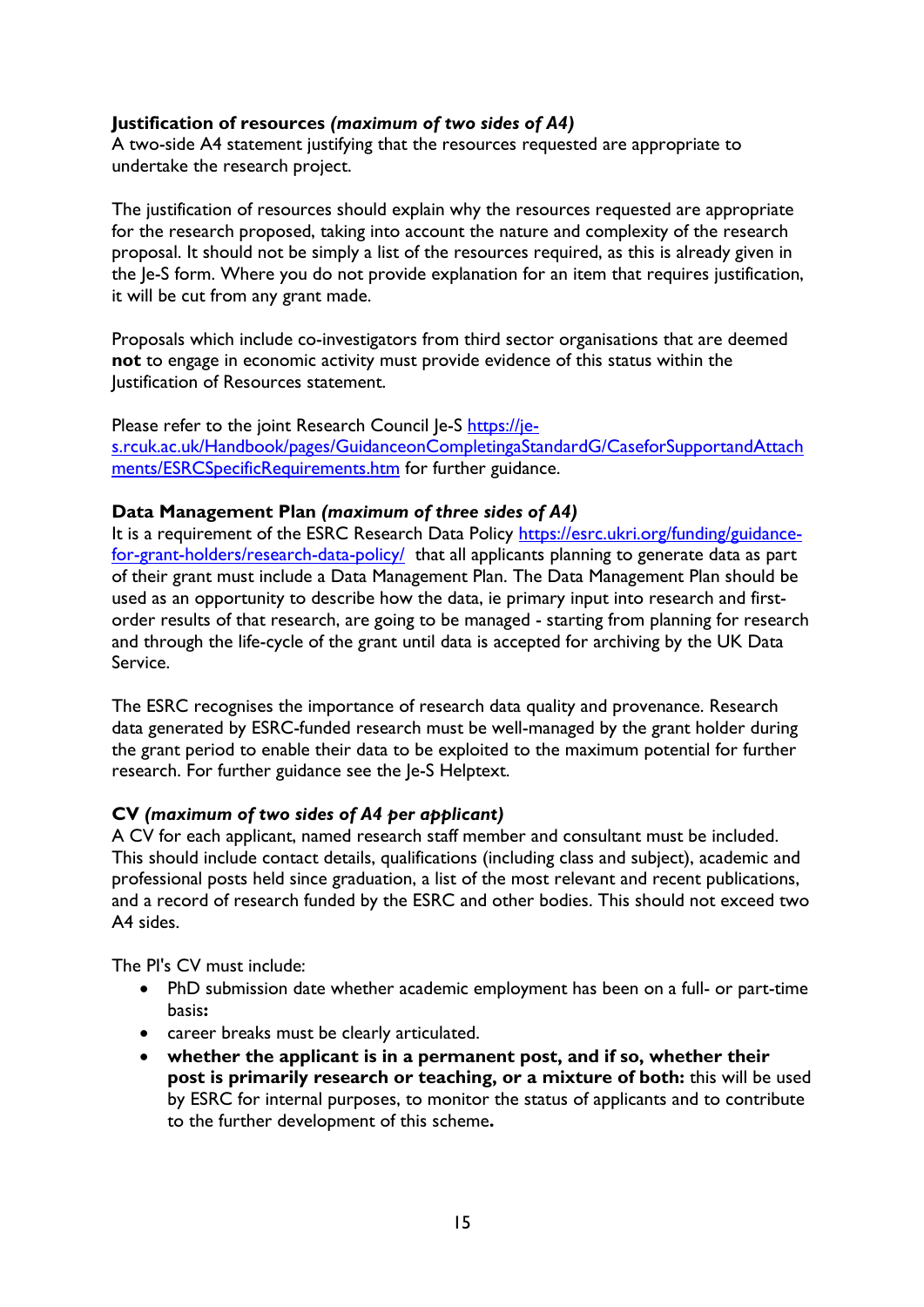**Justification of resources** ***(maximum of two sides of A4)***
A two-side A4 statement justifying that the resources requested are appropriate to undertake the research project.

The justification of resources should explain why the resources requested are appropriate for the research proposed, taking into account the nature and complexity of the research proposal. It should not be simply a list of the resources required, as this is already given in the Je-S form. Where you do not provide explanation for an item that requires justification, it will be cut from any grant made.

Proposals which include co-investigators from third sector organisations that are deemed **not** to engage in economic activity must provide evidence of this status within the Justification of Resources statement.

Please refer to the joint Research Council Je-S [https://je-s.rcuk.ac.uk/Handbook/pages/GuidanceonCompletingaStandardG/CaseforSupportandAttachments/ESRCSpecificRequirements.htm](https://je-s.rcuk.ac.uk/Handbook/pages/GuidanceonCompletingaStandardG/CaseforSupportandAttachments/ESRCSpecificRequirements.htm) for further guidance.

**Data Management Plan** ***(maximum of three sides of A4)***
It is a requirement of the ESRC Research Data Policy [https://esrc.ukri.org/funding/guidance-for-grant-holders/research-data-policy/](https://esrc.ukri.org/funding/guidance-for-grant-holders/research-data-policy/) that all applicants planning to generate data as part of their grant must include a Data Management Plan. The Data Management Plan should be used as an opportunity to describe how the data, ie primary input into research and first-order results of that research, are going to be managed - starting from planning for research and through the life-cycle of the grant until data is accepted for archiving by the UK Data Service.

The ESRC recognises the importance of research data quality and provenance. Research data generated by ESRC-funded research must be well-managed by the grant holder during the grant period to enable their data to be exploited to the maximum potential for further research. For further guidance see the Je-S Helptext.

**CV** ***(maximum of two sides of A4 per applicant)***
A CV for each applicant, named research staff member and consultant must be included. This should include contact details, qualifications (including class and subject), academic and professional posts held since graduation, a list of the most relevant and recent publications, and a record of research funded by the ESRC and other bodies. This should not exceed two A4 sides.

The PI's CV must include:

- PhD submission date whether academic employment has been on a full- or part-time basis**:**
- career breaks must be clearly articulated.
- **whether the applicant is in a permanent post, and if so, whether their post is primarily research or teaching, or a mixture of both:** this will be used by ESRC for internal purposes, to monitor the status of applicants and to contribute to the further development of this scheme**.**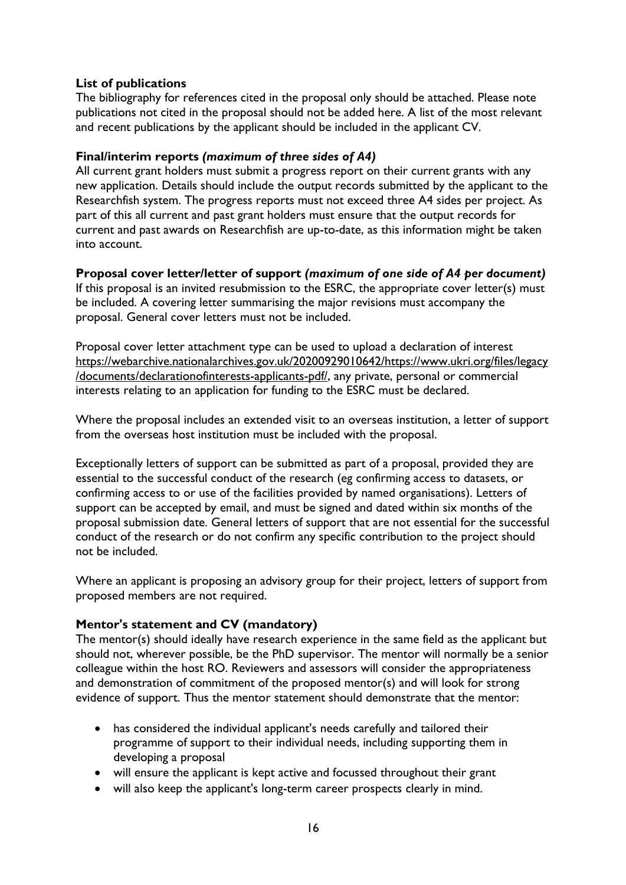**List of publications**

The bibliography for references cited in the proposal only should be attached. Please note publications not cited in the proposal should not be added here. A list of the most relevant and recent publications by the applicant should be included in the applicant CV.

**Final/interim reports *(maximum of three sides of A4)***

All current grant holders must submit a progress report on their current grants with any new application. Details should include the output records submitted by the applicant to the Researchfish system. The progress reports must not exceed three A4 sides per project. As part of this all current and past grant holders must ensure that the output records for current and past awards on Researchfish are up-to-date, as this information might be taken into account.

**Proposal cover letter/letter of support *(maximum of one side of A4 per document)***

If this proposal is an invited resubmission to the ESRC, the appropriate cover letter(s) must be included. A covering letter summarising the major revisions must accompany the proposal. General cover letters must not be included.

Proposal cover letter attachment type can be used to upload a declaration of interest https://webarchive.nationalarchives.gov.uk/20200929010642/https://www.ukri.org/files/legacy/documents/declarationofinterests-applicants-pdf/, any private, personal or commercial interests relating to an application for funding to the ESRC must be declared.

Where the proposal includes an extended visit to an overseas institution, a letter of support from the overseas host institution must be included with the proposal.

Exceptionally letters of support can be submitted as part of a proposal, provided they are essential to the successful conduct of the research (eg confirming access to datasets, or confirming access to or use of the facilities provided by named organisations). Letters of support can be accepted by email, and must be signed and dated within six months of the proposal submission date. General letters of support that are not essential for the successful conduct of the research or do not confirm any specific contribution to the project should not be included.

Where an applicant is proposing an advisory group for their project, letters of support from proposed members are not required.

**Mentor's statement and CV (mandatory)**

The mentor(s) should ideally have research experience in the same field as the applicant but should not, wherever possible, be the PhD supervisor. The mentor will normally be a senior colleague within the host RO. Reviewers and assessors will consider the appropriateness and demonstration of commitment of the proposed mentor(s) and will look for strong evidence of support. Thus the mentor statement should demonstrate that the mentor:

- has considered the individual applicant's needs carefully and tailored their programme of support to their individual needs, including supporting them in developing a proposal
- will ensure the applicant is kept active and focussed throughout their grant
- will also keep the applicant's long-term career prospects clearly in mind.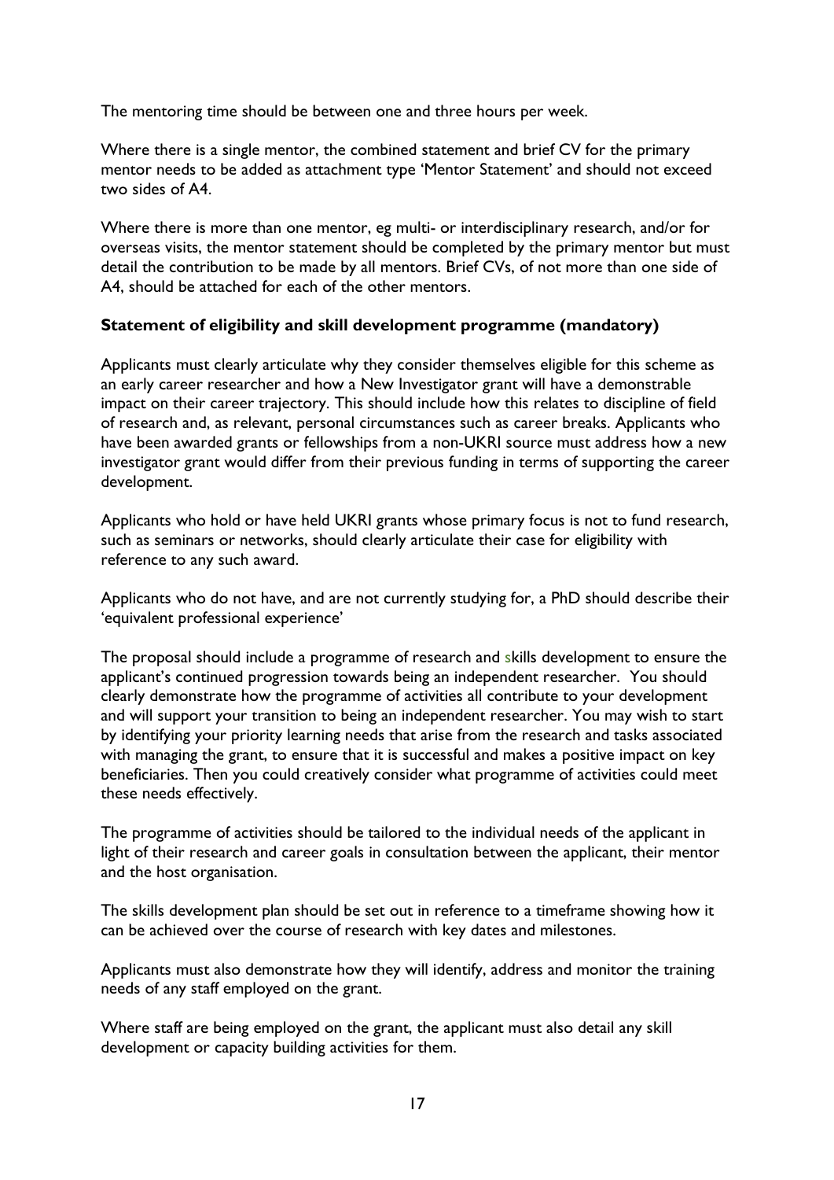The mentoring time should be between one and three hours per week.

Where there is a single mentor, the combined statement and brief CV for the primary mentor needs to be added as attachment type 'Mentor Statement' and should not exceed two sides of A4.

Where there is more than one mentor, eg multi- or interdisciplinary research, and/or for overseas visits, the mentor statement should be completed by the primary mentor but must detail the contribution to be made by all mentors. Brief CVs, of not more than one side of A4, should be attached for each of the other mentors.

**Statement of eligibility and skill development programme (mandatory)**

Applicants must clearly articulate why they consider themselves eligible for this scheme as an early career researcher and how a New Investigator grant will have a demonstrable impact on their career trajectory. This should include how this relates to discipline of field of research and, as relevant, personal circumstances such as career breaks. Applicants who have been awarded grants or fellowships from a non-UKRI source must address how a new investigator grant would differ from their previous funding in terms of supporting the career development.

Applicants who hold or have held UKRI grants whose primary focus is not to fund research, such as seminars or networks, should clearly articulate their case for eligibility with reference to any such award.

Applicants who do not have, and are not currently studying for, a PhD should describe their 'equivalent professional experience'

The proposal should include a programme of research and skills development to ensure the applicant's continued progression towards being an independent researcher. You should clearly demonstrate how the programme of activities all contribute to your development and will support your transition to being an independent researcher. You may wish to start by identifying your priority learning needs that arise from the research and tasks associated with managing the grant, to ensure that it is successful and makes a positive impact on key beneficiaries. Then you could creatively consider what programme of activities could meet these needs effectively.

The programme of activities should be tailored to the individual needs of the applicant in light of their research and career goals in consultation between the applicant, their mentor and the host organisation.

The skills development plan should be set out in reference to a timeframe showing how it can be achieved over the course of research with key dates and milestones.

Applicants must also demonstrate how they will identify, address and monitor the training needs of any staff employed on the grant.

Where staff are being employed on the grant, the applicant must also detail any skill development or capacity building activities for them.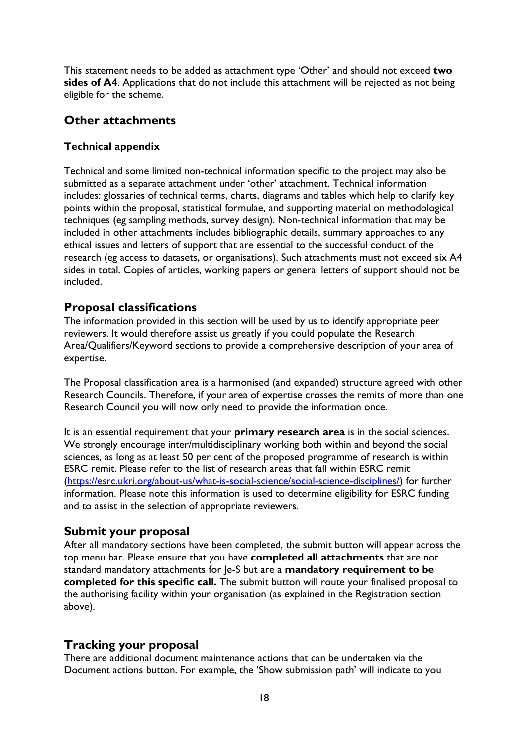This statement needs to be added as attachment type 'Other' and should not exceed **two sides of A4**. Applications that do not include this attachment will be rejected as not being eligible for the scheme.

## Other attachments

### Technical appendix

Technical and some limited non-technical information specific to the project may also be submitted as a separate attachment under 'other' attachment. Technical information includes: glossaries of technical terms, charts, diagrams and tables which help to clarify key points within the proposal, statistical formulae, and supporting material on methodological techniques (eg sampling methods, survey design). Non-technical information that may be included in other attachments includes bibliographic details, summary approaches to any ethical issues and letters of support that are essential to the successful conduct of the research (eg access to datasets, or organisations). Such attachments must not exceed six A4 sides in total. Copies of articles, working papers or general letters of support should not be included.

## Proposal classifications

The information provided in this section will be used by us to identify appropriate peer reviewers. It would therefore assist us greatly if you could populate the Research Area/Qualifiers/Keyword sections to provide a comprehensive description of your area of expertise.

The Proposal classification area is a harmonised (and expanded) structure agreed with other Research Councils. Therefore, if your area of expertise crosses the remits of more than one Research Council you will now only need to provide the information once.

It is an essential requirement that your **primary research area** is in the social sciences. We strongly encourage inter/multidisciplinary working both within and beyond the social sciences, as long as at least 50 per cent of the proposed programme of research is within ESRC remit. Please refer to the list of research areas that fall within ESRC remit ([https://esrc.ukri.org/about-us/what-is-social-science/social-science-disciplines/](https://esrc.ukri.org/about-us/what-is-social-science/social-science-disciplines/)) for further information. Please note this information is used to determine eligibility for ESRC funding and to assist in the selection of appropriate reviewers.

## Submit your proposal

After all mandatory sections have been completed, the submit button will appear across the top menu bar. Please ensure that you have **completed all attachments** that are not standard mandatory attachments for Je-S but are a **mandatory requirement to be completed for this specific call.** The submit button will route your finalised proposal to the authorising facility within your organisation (as explained in the Registration section above).

## Tracking your proposal

There are additional document maintenance actions that can be undertaken via the Document actions button. For example, the 'Show submission path' will indicate to you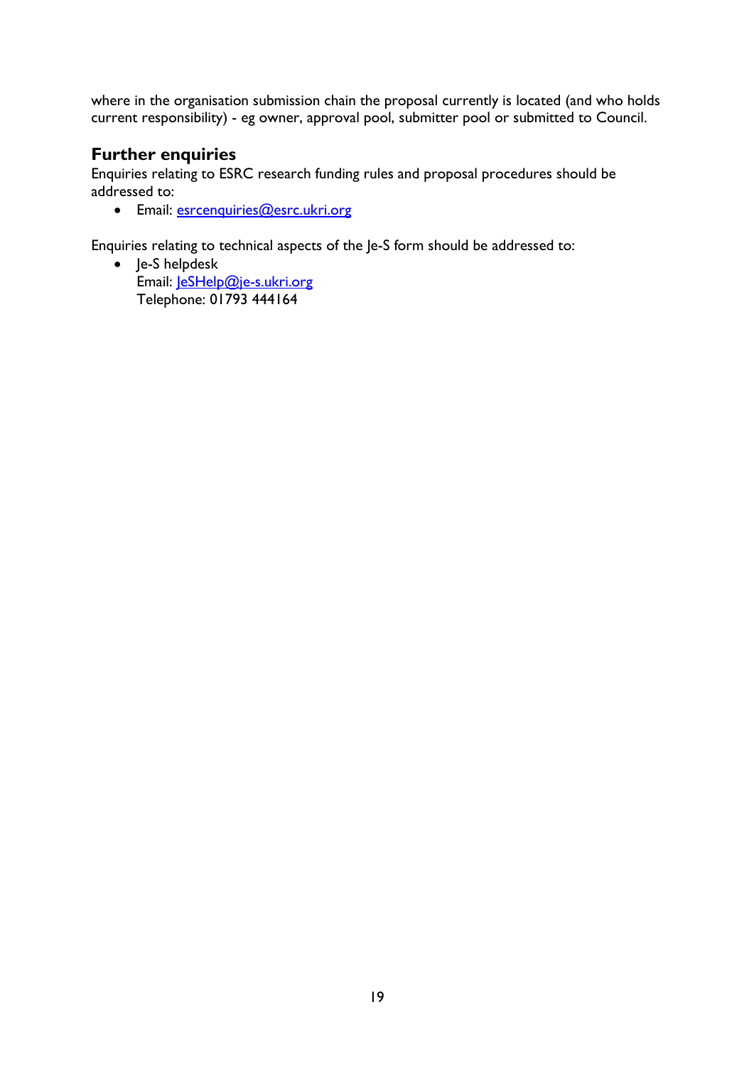where in the organisation submission chain the proposal currently is located (and who holds current responsibility) - eg owner, approval pool, submitter pool or submitted to Council.

## Further enquiries

Enquiries relating to ESRC research funding rules and proposal procedures should be addressed to:

- Email: esrcenquiries@esrc.ukri.org

Enquiries relating to technical aspects of the Je-S form should be addressed to:

- Je-S helpdesk
  Email: JeSHelp@je-s.ukri.org
  Telephone: 01793 444164